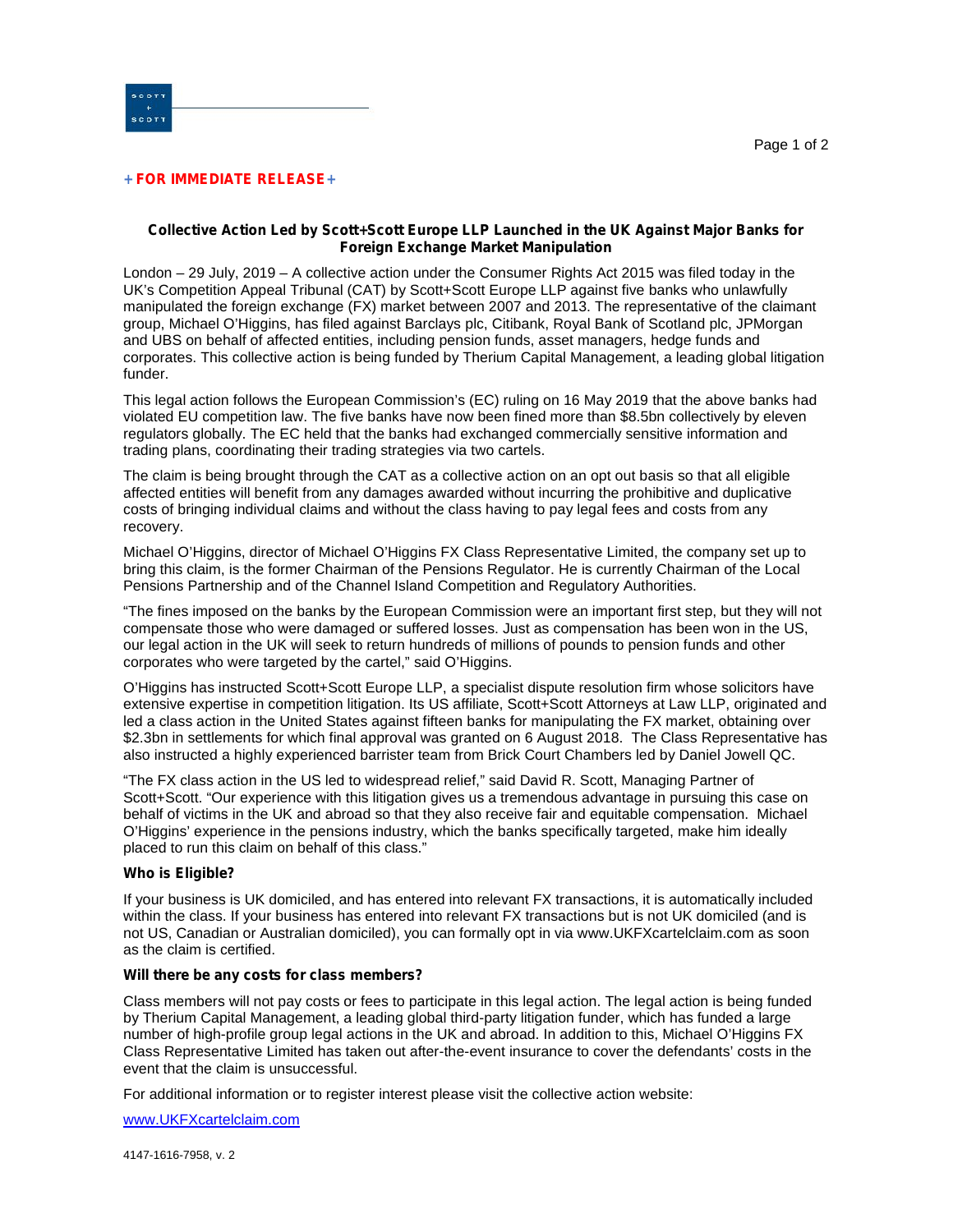**+ FOR IMMEDIATE RELEASE +**

## Collective Action Led by Scott+Scott Europe LLP Launched in the UK Against Major Banks for Foreign Exchange Market Manipulation

London – 29 July, 2019 – A collective action under the Consumer Rights Act 2015 was filed today in the UK's Competition Appeal Tribunal (CAT) by Scott+Scott Europe LLP against five banks who unlawfully manipulated the foreign exchange (FX) market between 2007 and 2013. The representative of the claimant group, Michael O'Higgins, has filed against Barclays plc, Citibank, Royal Bank of Scotland plc, JPMorgan and UBS on behalf of affected entities, including pension funds, asset managers, hedge funds and corporates. This collective action is being funded by Therium Capital Management, a leading global litigation funder.

This legal action follows the European Commission's (EC) ruling on 16 May 2019 that the above banks had violated EU competition law. The five banks have now been fined more than $8.5bn collectively by eleven regulators globally. The EC held that the banks had exchanged commercially sensitive information and trading plans, coordinating their trading strategies via two cartels.

The claim is being brought through the CAT as a collective action on an opt out basis so that all eligible affected entities will benefit from any damages awarded without incurring the prohibitive and duplicative costs of bringing individual claims and without the class having to pay legal fees and costs from any recovery.

Michael O'Higgins, director of Michael O'Higgins FX Class Representative Limited, the company set up to bring this claim, is the former Chairman of the Pensions Regulator. He is currently Chairman of the Local Pensions Partnership and of the Channel Island Competition and Regulatory Authorities.

"The fines imposed on the banks by the European Commission were an important first step, but they will not compensate those who were damaged or suffered losses. Just as compensation has been won in the US, our legal action in the UK will seek to return hundreds of millions of pounds to pension funds and other corporates who were targeted by the cartel," said O'Higgins.

O'Higgins has instructed Scott+Scott Europe LLP, a specialist dispute resolution firm whose solicitors have extensive expertise in competition litigation. Its US affiliate, Scott+Scott Attorneys at Law LLP, originated and led a class action in the United States against fifteen banks for manipulating the FX market, obtaining over $2.3bn in settlements for which final approval was granted on 6 August 2018. The Class Representative has also instructed a highly experienced barrister team from Brick Court Chambers led by Daniel Jowell QC.

"The FX class action in the US led to widespread relief," said David R. Scott, Managing Partner of Scott+Scott. "Our experience with this litigation gives us a tremendous advantage in pursuing this case on behalf of victims in the UK and abroad so that they also receive fair and equitable compensation. Michael O'Higgins' experience in the pensions industry, which the banks specifically targeted, make him ideally placed to run this claim on behalf of this class."

**Who is Eligible?**

If your business is UK domiciled, and has entered into relevant FX transactions, it is automatically included within the class. If your business has entered into relevant FX transactions but is not UK domiciled (and is not US, Canadian or Australian domiciled), you can formally opt in via www.UKFXcartelclaim.com as soon as the claim is certified.

**Will there be any costs for class members?**

Class members will not pay costs or fees to participate in this legal action. The legal action is being funded by Therium Capital Management, a leading global third-party litigation funder, which has funded a large number of high-profile group legal actions in the UK and abroad. In addition to this, Michael O'Higgins FX Class Representative Limited has taken out after-the-event insurance to cover the defendants' costs in the event that the claim is unsuccessful.

For additional information or to register interest please visit the collective action website:

www.UKFXcartelclaim.com

4147-1616-7958, v. 2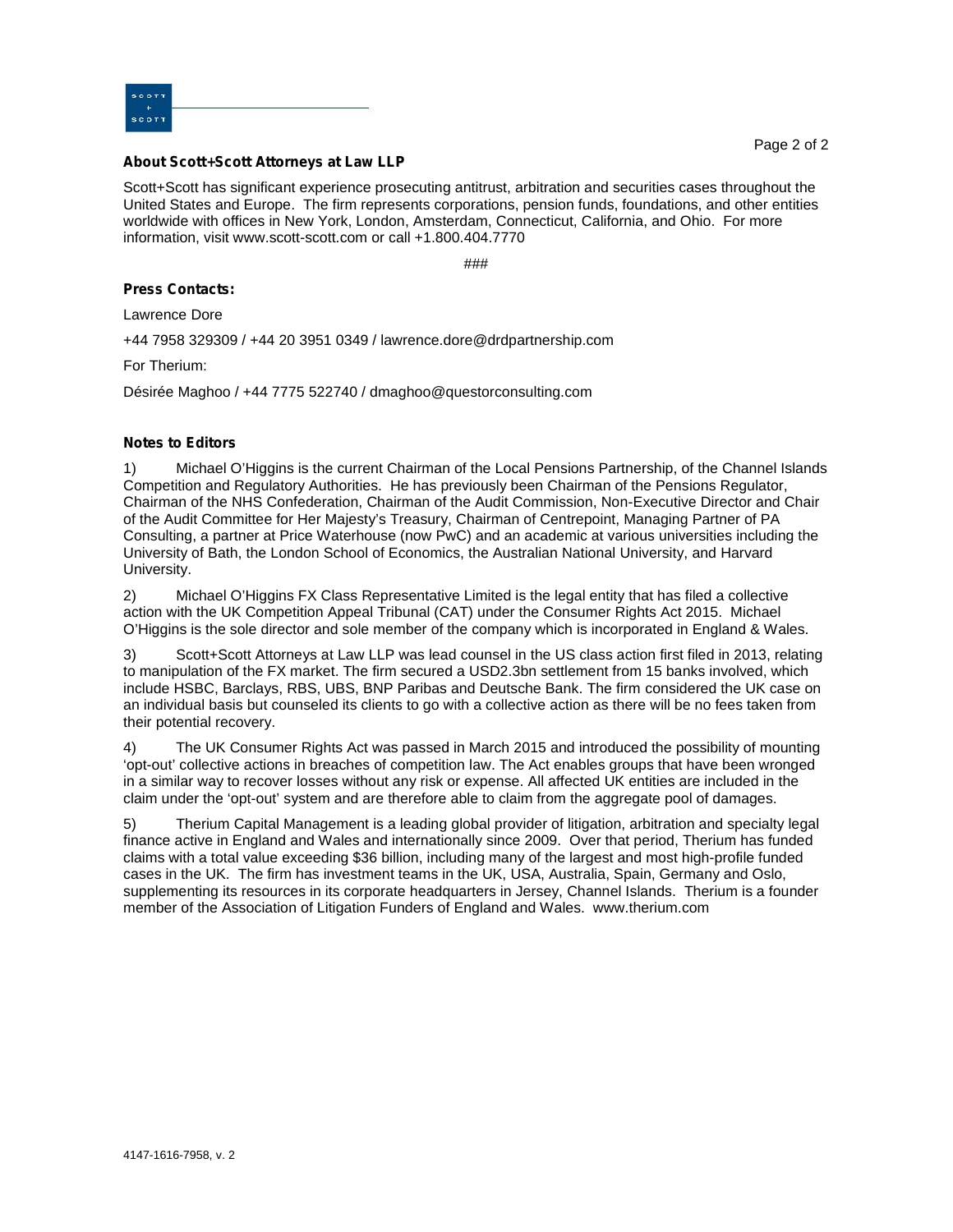**About Scott+Scott Attorneys at Law LLP**

Scott+Scott has significant experience prosecuting antitrust, arbitration and securities cases throughout the United States and Europe. The firm represents corporations, pension funds, foundations, and other entities worldwide with offices in New York, London, Amsterdam, Connecticut, California, and Ohio. For more information, visit www.scott-scott.com or call +1.800.404.7770

###

**Press Contacts:**

Lawrence Dore

+44 7958 329309 / +44 20 3951 0349 / lawrence.dore@drdpartnership.com

For Therium:

Désirée Maghoo / +44 7775 522740 / dmaghoo@questorconsulting.com

**Notes to Editors**

1) Michael O'Higgins is the current Chairman of the Local Pensions Partnership, of the Channel Islands Competition and Regulatory Authorities. He has previously been Chairman of the Pensions Regulator, Chairman of the NHS Confederation, Chairman of the Audit Commission, Non-Executive Director and Chair of the Audit Committee for Her Majesty's Treasury, Chairman of Centrepoint, Managing Partner of PA Consulting, a partner at Price Waterhouse (now PwC) and an academic at various universities including the University of Bath, the London School of Economics, the Australian National University, and Harvard University.

2) Michael O'Higgins FX Class Representative Limited is the legal entity that has filed a collective action with the UK Competition Appeal Tribunal (CAT) under the Consumer Rights Act 2015. Michael O'Higgins is the sole director and sole member of the company which is incorporated in England & Wales.

3) Scott+Scott Attorneys at Law LLP was lead counsel in the US class action first filed in 2013, relating to manipulation of the FX market. The firm secured a USD2.3bn settlement from 15 banks involved, which include HSBC, Barclays, RBS, UBS, BNP Paribas and Deutsche Bank. The firm considered the UK case on an individual basis but counseled its clients to go with a collective action as there will be no fees taken from their potential recovery.

4) The UK Consumer Rights Act was passed in March 2015 and introduced the possibility of mounting 'opt-out' collective actions in breaches of competition law. The Act enables groups that have been wronged in a similar way to recover losses without any risk or expense. All affected UK entities are included in the claim under the 'opt-out' system and are therefore able to claim from the aggregate pool of damages.

5) Therium Capital Management is a leading global provider of litigation, arbitration and specialty legal finance active in England and Wales and internationally since 2009. Over that period, Therium has funded claims with a total value exceeding $36 billion, including many of the largest and most high-profile funded cases in the UK. The firm has investment teams in the UK, USA, Australia, Spain, Germany and Oslo, supplementing its resources in its corporate headquarters in Jersey, Channel Islands. Therium is a founder member of the Association of Litigation Funders of England and Wales. www.therium.com

4147-1616-7958, v. 2